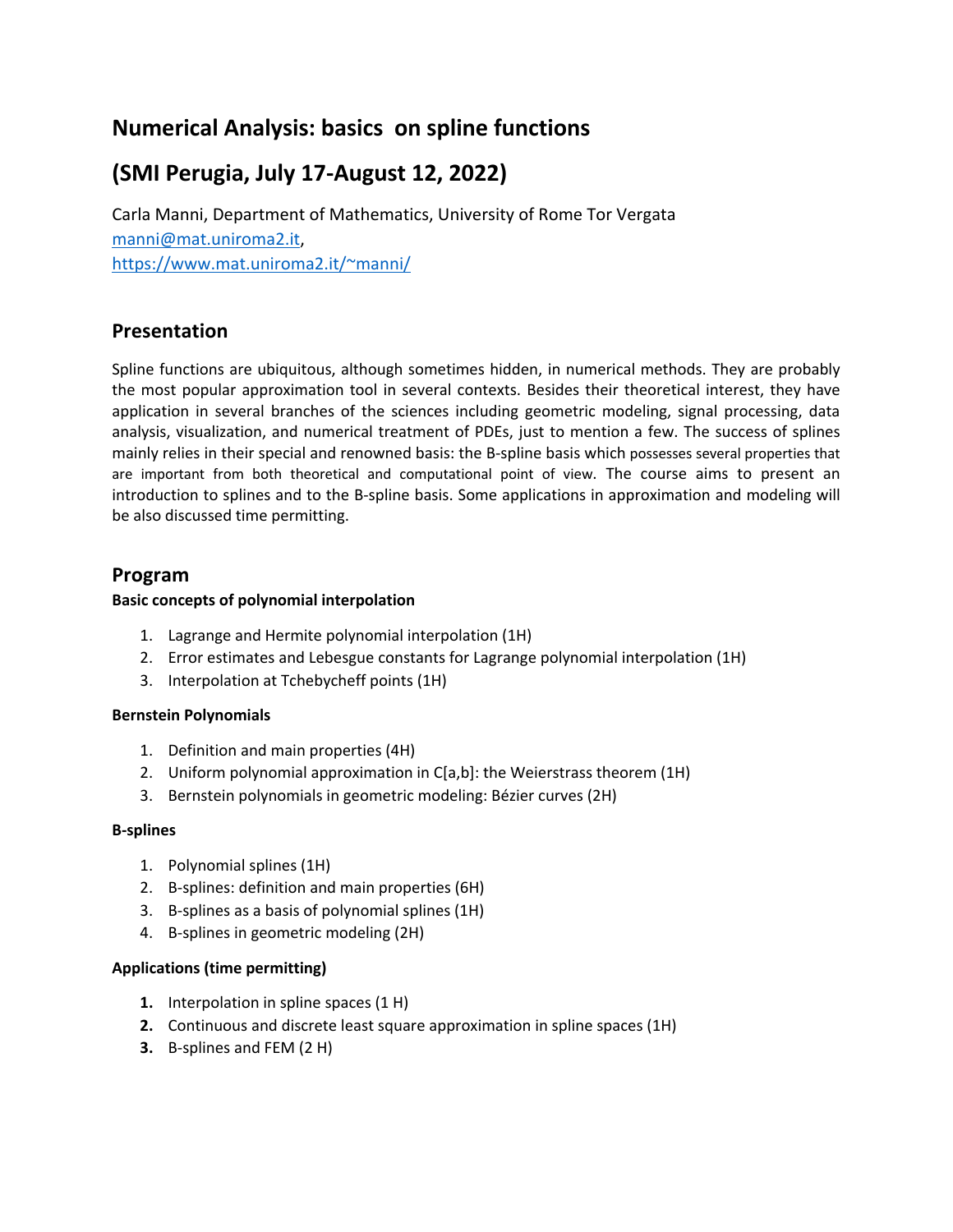# Numerical Analysis: basics on spline functions

# (SMI Perugia, July 17-August 12, 2022)

Carla Manni, Department of Mathematics, University of Rome Tor Vergata
manni@mat.uniroma2.it,
https://www.mat.uniroma2.it/~manni/

## Presentation

Spline functions are ubiquitous, although sometimes hidden, in numerical methods. They are probably the most popular approximation tool in several contexts. Besides their theoretical interest, they have application in several branches of the sciences including geometric modeling, signal processing, data analysis, visualization, and numerical treatment of PDEs, just to mention a few. The success of splines mainly relies in their special and renowned basis: the B-spline basis which possesses several properties that are important from both theoretical and computational point of view. The course aims to present an introduction to splines and to the B-spline basis. Some applications in approximation and modeling will be also discussed time permitting.

## Program

**Basic concepts of polynomial interpolation**

1. Lagrange and Hermite polynomial interpolation (1H)
2. Error estimates and Lebesgue constants for Lagrange polynomial interpolation (1H)
3. Interpolation at Tchebycheff points (1H)

**Bernstein Polynomials**

1. Definition and main properties (4H)
2. Uniform polynomial approximation in C[a,b]: the Weierstrass theorem (1H)
3. Bernstein polynomials in geometric modeling: Bézier curves (2H)

**B-splines**

1. Polynomial splines (1H)
2. B-splines: definition and main properties (6H)
3. B-splines as a basis of polynomial splines (1H)
4. B-splines in geometric modeling (2H)

**Applications (time permitting)**

1. Interpolation in spline spaces (1 H)
2. Continuous and discrete least square approximation in spline spaces (1H)
3. B-splines and FEM (2 H)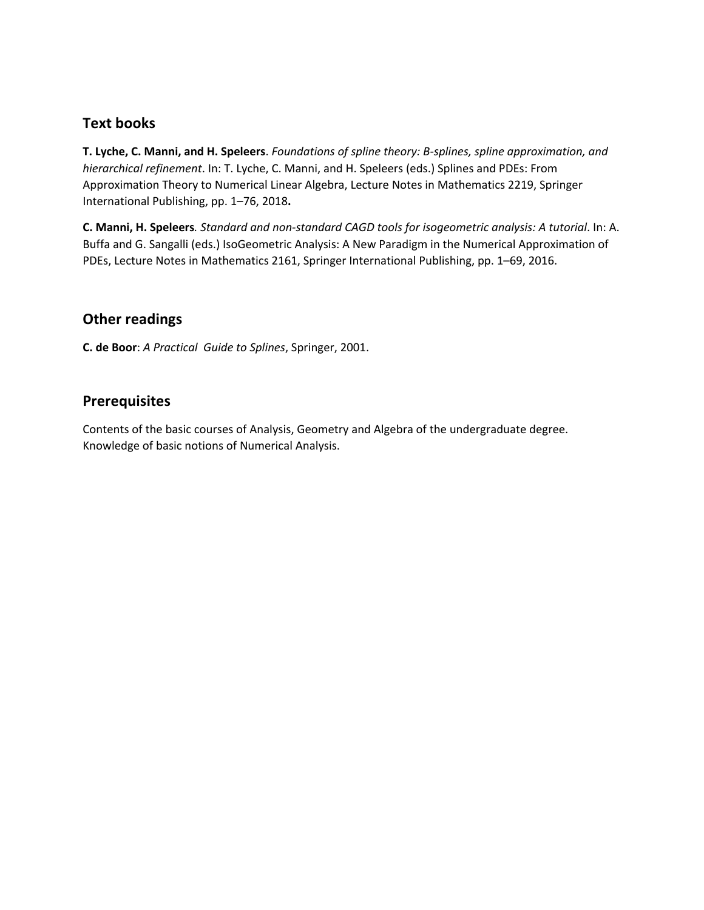## Text books

**T. Lyche, C. Manni, and H. Speleers**. *Foundations of spline theory: B-splines, spline approximation, and hierarchical refinement*. In: T. Lyche, C. Manni, and H. Speleers (eds.) Splines and PDEs: From Approximation Theory to Numerical Linear Algebra, Lecture Notes in Mathematics 2219, Springer International Publishing, pp. 1–76, 2018**.**

**C. Manni, H. Speleers***.* *Standard and non-standard CAGD tools for isogeometric analysis: A tutorial*. In: A. Buffa and G. Sangalli (eds.) IsoGeometric Analysis: A New Paradigm in the Numerical Approximation of PDEs, Lecture Notes in Mathematics 2161, Springer International Publishing, pp. 1–69, 2016.

## Other readings

**C. de Boor**: *A Practical Guide to Splines*, Springer, 2001.

## Prerequisites

Contents of the basic courses of Analysis, Geometry and Algebra of the undergraduate degree. Knowledge of basic notions of Numerical Analysis.